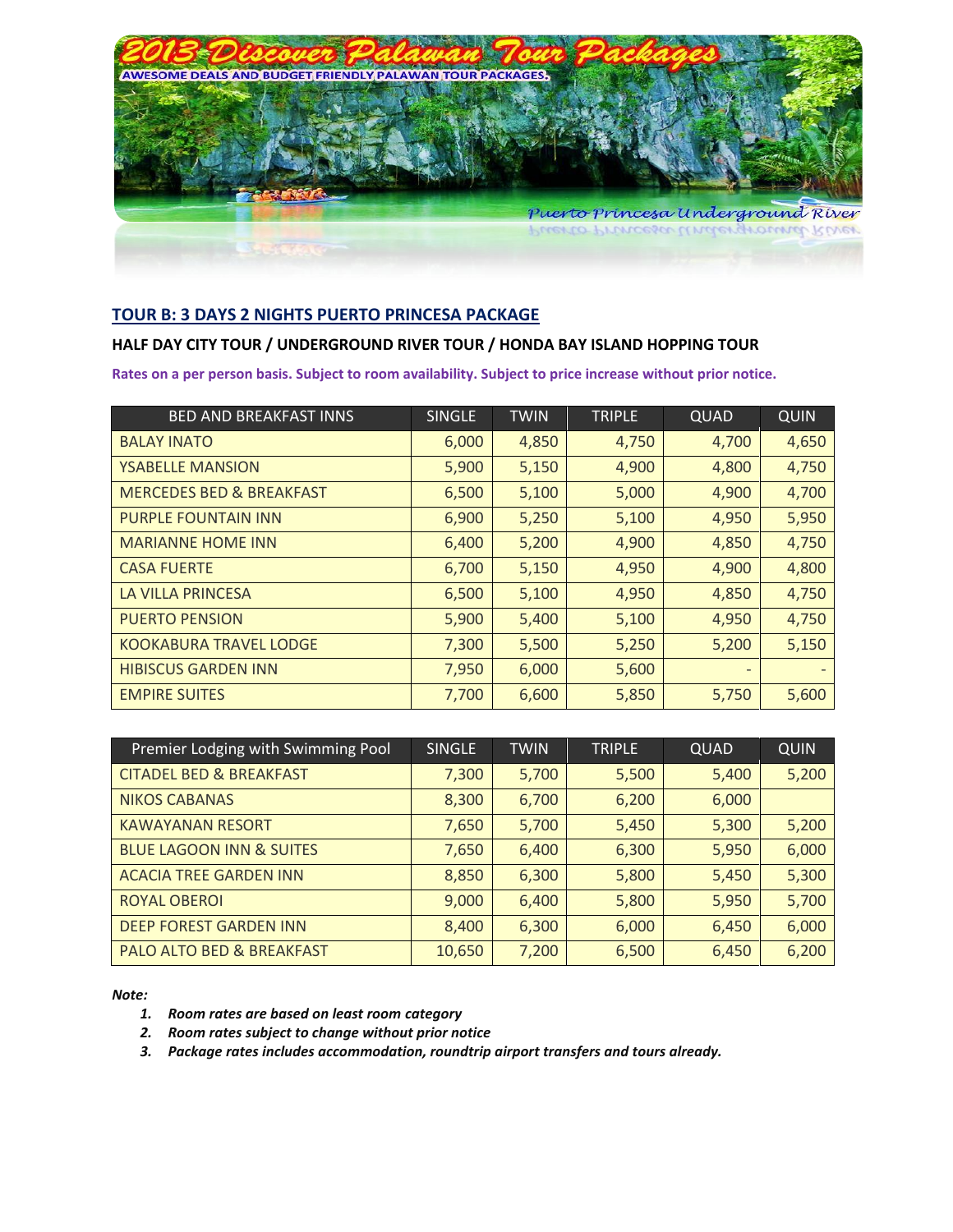# 2013 Discover Palawan Tour Packages

AWESOME DEALS AND BUDGET FRIENDLY PALAWAN TOUR PACKAGES.

Puerto Princesa Underground River

## TOUR B: 3 DAYS 2 NIGHTS PUERTO PRINCESA PACKAGE

### HALF DAY CITY TOUR / UNDERGROUND RIVER TOUR / HONDA BAY ISLAND HOPPING TOUR

**Rates on a per person basis. Subject to room availability. Subject to price increase without prior notice.**

| BED AND BREAKFAST INNS | SINGLE | TWIN | TRIPLE | QUAD | QUIN |
|---|---|---|---|---|---|
| BALAY INATO | 6,000 | 4,850 | 4,750 | 4,700 | 4,650 |
| YSABELLE MANSION | 5,900 | 5,150 | 4,900 | 4,800 | 4,750 |
| MERCEDES BED & BREAKFAST | 6,500 | 5,100 | 5,000 | 4,900 | 4,700 |
| PURPLE FOUNTAIN INN | 6,900 | 5,250 | 5,100 | 4,950 | 5,950 |
| MARIANNE HOME INN | 6,400 | 5,200 | 4,900 | 4,850 | 4,750 |
| CASA FUERTE | 6,700 | 5,150 | 4,950 | 4,900 | 4,800 |
| LA VILLA PRINCESA | 6,500 | 5,100 | 4,950 | 4,850 | 4,750 |
| PUERTO PENSION | 5,900 | 5,400 | 5,100 | 4,950 | 4,750 |
| KOOKABURA TRAVEL LODGE | 7,300 | 5,500 | 5,250 | 5,200 | 5,150 |
| HIBISCUS GARDEN INN | 7,950 | 6,000 | 5,600 | - | - |
| EMPIRE SUITES | 7,700 | 6,600 | 5,850 | 5,750 | 5,600 |

| Premier Lodging with Swimming Pool | SINGLE | TWIN | TRIPLE | QUAD | QUIN |
|---|---|---|---|---|---|
| CITADEL BED & BREAKFAST | 7,300 | 5,700 | 5,500 | 5,400 | 5,200 |
| NIKOS CABANAS | 8,300 | 6,700 | 6,200 | 6,000 | |
| KAWAYANAN RESORT | 7,650 | 5,700 | 5,450 | 5,300 | 5,200 |
| BLUE LAGOON INN & SUITES | 7,650 | 6,400 | 6,300 | 5,950 | 6,000 |
| ACACIA TREE GARDEN INN | 8,850 | 6,300 | 5,800 | 5,450 | 5,300 |
| ROYAL OBEROI | 9,000 | 6,400 | 5,800 | 5,950 | 5,700 |
| DEEP FOREST GARDEN INN | 8,400 | 6,300 | 6,000 | 6,450 | 6,000 |
| PALO ALTO BED & BREAKFAST | 10,650 | 7,200 | 6,500 | 6,450 | 6,200 |

***Note:***

1. ***Room rates are based on least room category***
2. ***Room rates subject to change without prior notice***
3. ***Package rates includes accommodation, roundtrip airport transfers and tours already.***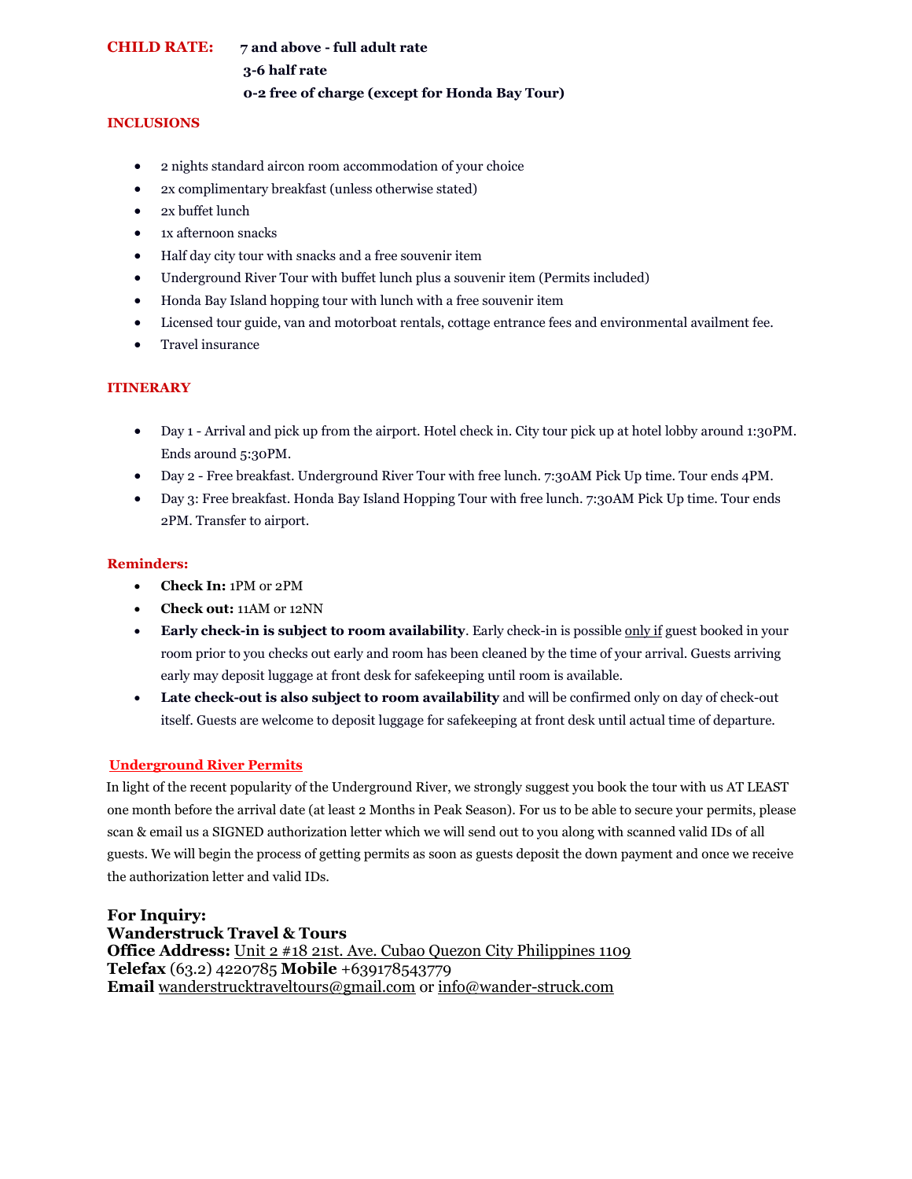**CHILD RATE:** **7 and above - full adult rate**

**3-6 half rate**

**0-2 free of charge (except for Honda Bay Tour)**

**INCLUSIONS**

- 2 nights standard aircon room accommodation of your choice
- 2x complimentary breakfast (unless otherwise stated)
- 2x buffet lunch
- 1x afternoon snacks
- Half day city tour with snacks and a free souvenir item
- Underground River Tour with buffet lunch plus a souvenir item (Permits included)
- Honda Bay Island hopping tour with lunch with a free souvenir item
- Licensed tour guide, van and motorboat rentals, cottage entrance fees and environmental availment fee.
- Travel insurance

**ITINERARY**

- Day 1 - Arrival and pick up from the airport. Hotel check in. City tour pick up at hotel lobby around 1:30PM. Ends around 5:30PM.
- Day 2 - Free breakfast. Underground River Tour with free lunch. 7:30AM Pick Up time. Tour ends 4PM.
- Day 3: Free breakfast. Honda Bay Island Hopping Tour with free lunch. 7:30AM Pick Up time. Tour ends 2PM. Transfer to airport.

**Reminders:**

- **Check In:** 1PM or 2PM
- **Check out:** 11AM or 12NN
- **Early check-in is subject to room availability**. Early check-in is possible only if guest booked in your room prior to you checks out early and room has been cleaned by the time of your arrival. Guests arriving early may deposit luggage at front desk for safekeeping until room is available.
- **Late check-out is also subject to room availability** and will be confirmed only on day of check-out itself. Guests are welcome to deposit luggage for safekeeping at front desk until actual time of departure.

**Underground River Permits**

In light of the recent popularity of the Underground River, we strongly suggest you book the tour with us AT LEAST one month before the arrival date (at least 2 Months in Peak Season). For us to be able to secure your permits, please scan & email us a SIGNED authorization letter which we will send out to you along with scanned valid IDs of all guests. We will begin the process of getting permits as soon as guests deposit the down payment and once we receive the authorization letter and valid IDs.

**For Inquiry:**
**Wanderstruck Travel & Tours**
**Office Address:** Unit 2 #18 21st. Ave. Cubao Quezon City Philippines 1109
**Telefax** (63.2) 4220785 **Mobile** +639178543779
**Email** wanderstrucktraveltours@gmail.com or info@wander-struck.com